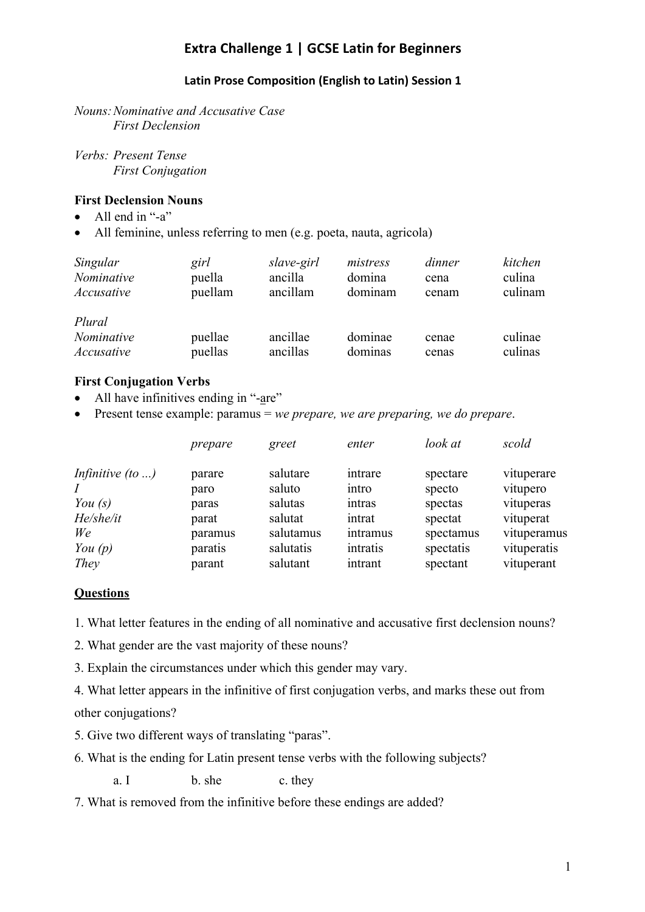# Extra Challenge 1 | GCSE Latin for Beginners

## Latin Prose Composition (English to Latin) Session 1

*Nouns:* *Nominative and Accusative Case*
*First Declension*

*Verbs:* *Present Tense*
*First Conjugation*

### First Declension Nouns

- All end in "-a"
- All feminine, unless referring to men (e.g. poeta, nauta, agricola)

| *Singular* | *girl* | *slave-girl* | *mistress* | *dinner* | *kitchen* |
|---|---|---|---|---|---|
| *Nominative* | puella | ancilla | domina | cena | culina |
| *Accusative* | puellam | ancillam | dominam | cenam | culinam |
| | | | | | |
| *Plural* | | | | | |
| *Nominative* | puellae | ancillae | dominae | cenae | culinae |
| *Accusative* | puellas | ancillas | dominas | cenas | culinas |

### First Conjugation Verbs

- All have infinitives ending in "-are"
- Present tense example: paramus = *we prepare, we are preparing, we do prepare*.

| | *prepare* | *greet* | *enter* | *look at* | *scold* |
|---|---|---|---|---|---|
| *Infinitive (to ...)* | parare | salutare | intrare | spectare | vituperare |
| *I* | paro | saluto | intro | specto | vitupero |
| *You (s)* | paras | salutas | intras | spectas | vituperas |
| *He/she/it* | parat | salutat | intrat | spectat | vituperat |
| *We* | paramus | salutamus | intramus | spectamus | vituperamus |
| *You (p)* | paratis | salutatis | intratis | spectatis | vituperatis |
| *They* | parant | salutant | intrant | spectant | vituperant |

### Questions

1. What letter features in the ending of all nominative and accusative first declension nouns?

2. What gender are the vast majority of these nouns?

3. Explain the circumstances under which this gender may vary.

4. What letter appears in the infinitive of first conjugation verbs, and marks these out from other conjugations?

5. Give two different ways of translating "paras".

6. What is the ending for Latin present tense verbs with the following subjects?

   a. I b. she c. they

7. What is removed from the infinitive before these endings are added?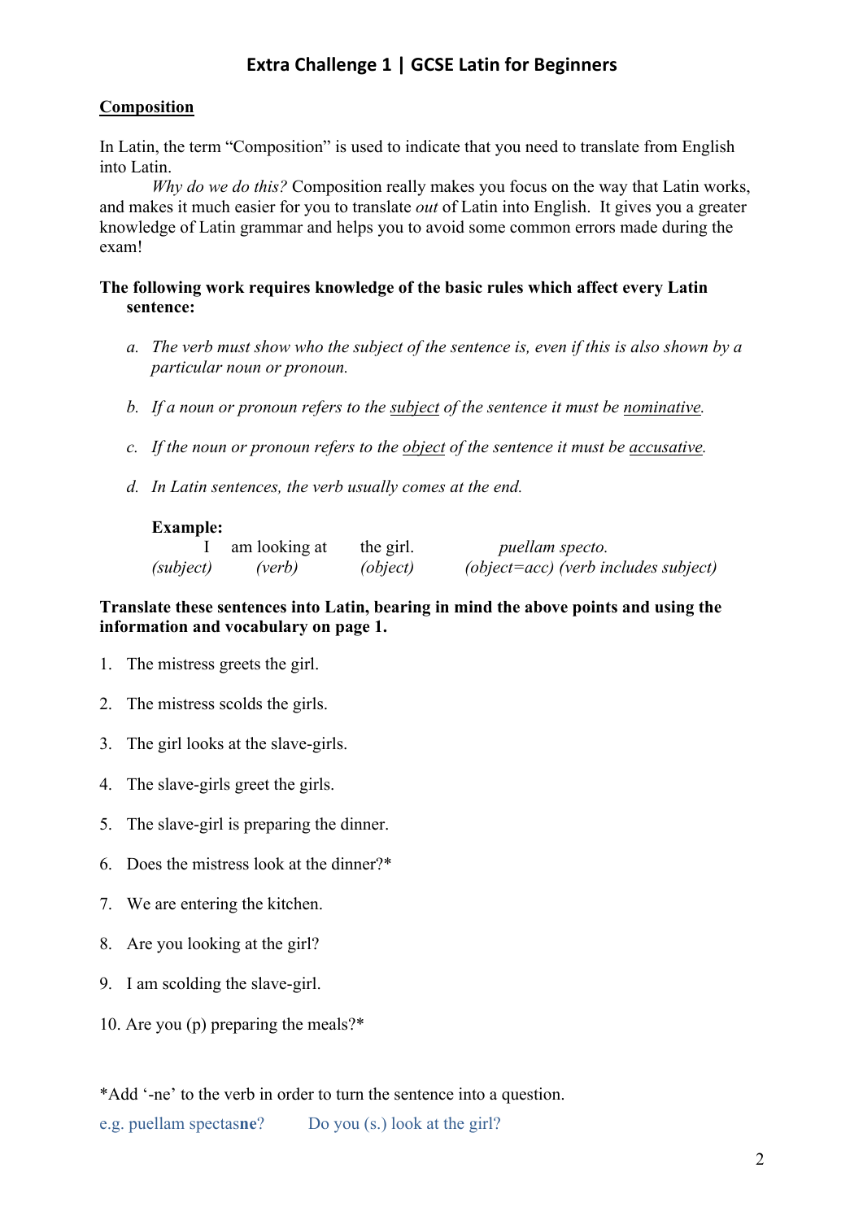# Extra Challenge 1 | GCSE Latin for Beginners

**Composition**

In Latin, the term "Composition" is used to indicate that you need to translate from English into Latin.

*Why do we do this?* Composition really makes you focus on the way that Latin works, and makes it much easier for you to translate *out* of Latin into English. It gives you a greater knowledge of Latin grammar and helps you to avoid some common errors made during the exam!

**The following work requires knowledge of the basic rules which affect every Latin sentence:**

a. *The verb must show who the subject of the sentence is, even if this is also shown by a particular noun or pronoun.*

b. *If a noun or pronoun refers to the subject of the sentence it must be nominative.*

c. *If the noun or pronoun refers to the object of the sentence it must be accusative.*

d. *In Latin sentences, the verb usually comes at the end.*

**Example:**

| | | | |
|---|---|---|---|
| I | am looking at | the girl. | *puellam specto.* |
| *(subject)* | *(verb)* | *(object)* | *(object=acc) (verb includes subject)* |

**Translate these sentences into Latin, bearing in mind the above points and using the information and vocabulary on page 1.**

1. The mistress greets the girl.
2. The mistress scolds the girls.
3. The girl looks at the slave-girls.
4. The slave-girls greet the girls.
5. The slave-girl is preparing the dinner.
6. Does the mistress look at the dinner?*
7. We are entering the kitchen.
8. Are you looking at the girl?
9. I am scolding the slave-girl.
10. Are you (p) preparing the meals?*

*Add '-ne' to the verb in order to turn the sentence into a question.

e.g. puellam spectas**ne**? Do you (s.) look at the girl?